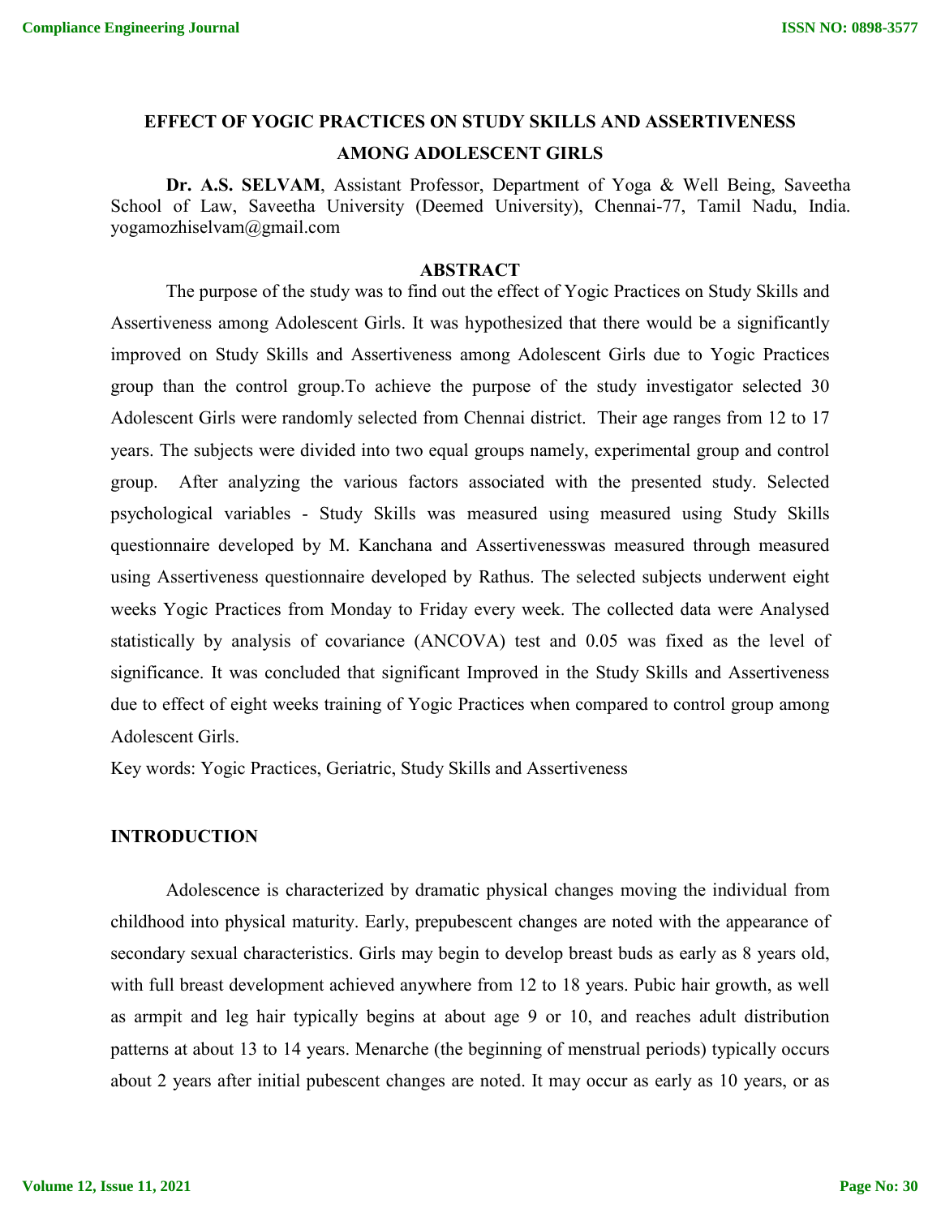# EFFECT OF YOGIC PRACTICES ON STUDY SKILLS AND ASSERTIVENESS AMONG ADOLESCENT GIRLS

**Dr. A.S. SELVAM**, Assistant Professor, Department of Yoga & Well Being, Saveetha School of Law, Saveetha University (Deemed University), Chennai-77, Tamil Nadu, India. yogamozhiselvam@gmail.com

## ABSTRACT

The purpose of the study was to find out the effect of Yogic Practices on Study Skills and Assertiveness among Adolescent Girls. It was hypothesized that there would be a significantly improved on Study Skills and Assertiveness among Adolescent Girls due to Yogic Practices group than the control group.To achieve the purpose of the study investigator selected 30 Adolescent Girls were randomly selected from Chennai district. Their age ranges from 12 to 17 years. The subjects were divided into two equal groups namely, experimental group and control group. After analyzing the various factors associated with the presented study. Selected psychological variables - Study Skills was measured using measured using Study Skills questionnaire developed by M. Kanchana and Assertivenesswas measured through measured using Assertiveness questionnaire developed by Rathus. The selected subjects underwent eight weeks Yogic Practices from Monday to Friday every week. The collected data were Analysed statistically by analysis of covariance (ANCOVA) test and 0.05 was fixed as the level of significance. It was concluded that significant Improved in the Study Skills and Assertiveness due to effect of eight weeks training of Yogic Practices when compared to control group among Adolescent Girls.

Key words: Yogic Practices, Geriatric, Study Skills and Assertiveness

## INTRODUCTION

Adolescence is characterized by dramatic physical changes moving the individual from childhood into physical maturity. Early, prepubescent changes are noted with the appearance of secondary sexual characteristics. Girls may begin to develop breast buds as early as 8 years old, with full breast development achieved anywhere from 12 to 18 years. Pubic hair growth, as well as armpit and leg hair typically begins at about age 9 or 10, and reaches adult distribution patterns at about 13 to 14 years. Menarche (the beginning of menstrual periods) typically occurs about 2 years after initial pubescent changes are noted. It may occur as early as 10 years, or as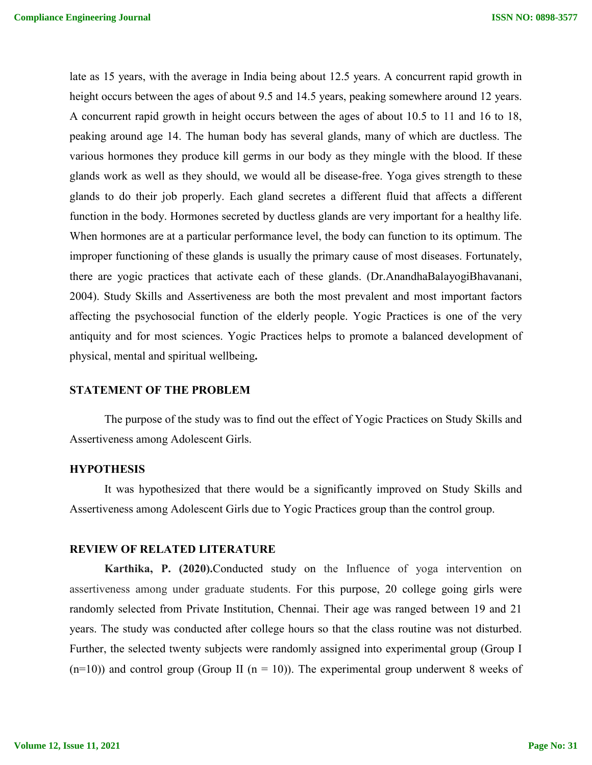late as 15 years, with the average in India being about 12.5 years. A concurrent rapid growth in height occurs between the ages of about 9.5 and 14.5 years, peaking somewhere around 12 years. A concurrent rapid growth in height occurs between the ages of about 10.5 to 11 and 16 to 18, peaking around age 14. The human body has several glands, many of which are ductless. The various hormones they produce kill germs in our body as they mingle with the blood. If these glands work as well as they should, we would all be disease-free. Yoga gives strength to these glands to do their job properly. Each gland secretes a different fluid that affects a different function in the body. Hormones secreted by ductless glands are very important for a healthy life. When hormones are at a particular performance level, the body can function to its optimum. The improper functioning of these glands is usually the primary cause of most diseases. Fortunately, there are yogic practices that activate each of these glands. (Dr.AnandhaBalayogiBhavanani, 2004). Study Skills and Assertiveness are both the most prevalent and most important factors affecting the psychosocial function of the elderly people. Yogic Practices is one of the very antiquity and for most sciences. Yogic Practices helps to promote a balanced development of physical, mental and spiritual wellbeing**.**

## STATEMENT OF THE PROBLEM

The purpose of the study was to find out the effect of Yogic Practices on Study Skills and Assertiveness among Adolescent Girls.

## HYPOTHESIS

It was hypothesized that there would be a significantly improved on Study Skills and Assertiveness among Adolescent Girls due to Yogic Practices group than the control group.

## REVIEW OF RELATED LITERATURE

**Karthika, P. (2020).**Conducted study on the Influence of yoga intervention on assertiveness among under graduate students. For this purpose, 20 college going girls were randomly selected from Private Institution, Chennai. Their age was ranged between 19 and 21 years. The study was conducted after college hours so that the class routine was not disturbed. Further, the selected twenty subjects were randomly assigned into experimental group (Group I (n=10)) and control group (Group II (n = 10)). The experimental group underwent 8 weeks of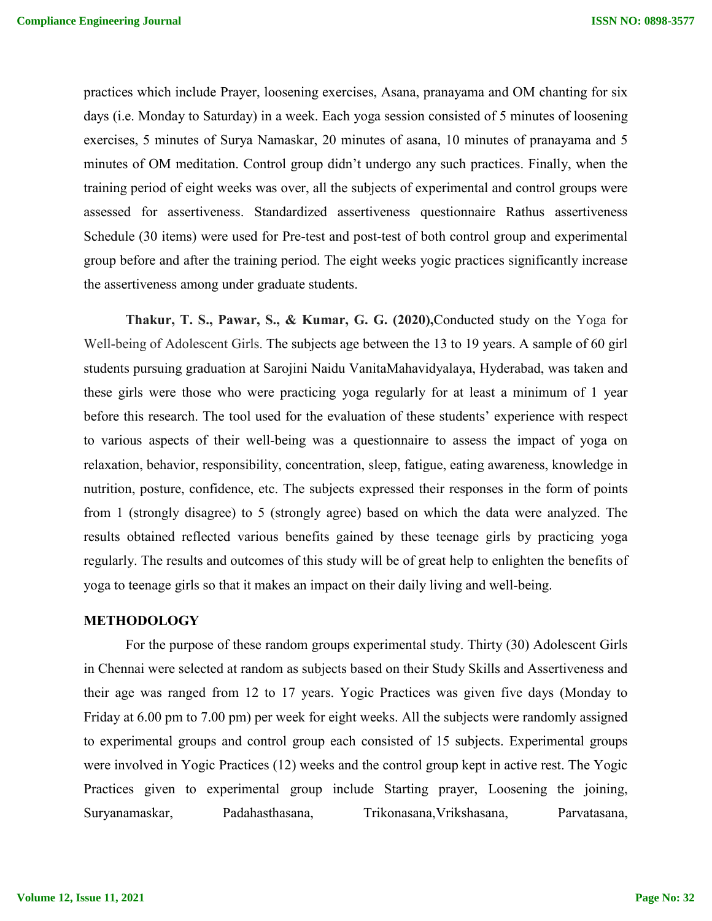practices which include Prayer, loosening exercises, Asana, pranayama and OM chanting for six days (i.e. Monday to Saturday) in a week. Each yoga session consisted of 5 minutes of loosening exercises, 5 minutes of Surya Namaskar, 20 minutes of asana, 10 minutes of pranayama and 5 minutes of OM meditation. Control group didn't undergo any such practices. Finally, when the training period of eight weeks was over, all the subjects of experimental and control groups were assessed for assertiveness. Standardized assertiveness questionnaire Rathus assertiveness Schedule (30 items) were used for Pre-test and post-test of both control group and experimental group before and after the training period. The eight weeks yogic practices significantly increase the assertiveness among under graduate students.

**Thakur, T. S., Pawar, S., & Kumar, G. G. (2020),**Conducted study on the Yoga for Well-being of Adolescent Girls. The subjects age between the 13 to 19 years. A sample of 60 girl students pursuing graduation at Sarojini Naidu VanitaMahavidyalaya, Hyderabad, was taken and these girls were those who were practicing yoga regularly for at least a minimum of 1 year before this research. The tool used for the evaluation of these students' experience with respect to various aspects of their well-being was a questionnaire to assess the impact of yoga on relaxation, behavior, responsibility, concentration, sleep, fatigue, eating awareness, knowledge in nutrition, posture, confidence, etc. The subjects expressed their responses in the form of points from 1 (strongly disagree) to 5 (strongly agree) based on which the data were analyzed. The results obtained reflected various benefits gained by these teenage girls by practicing yoga regularly. The results and outcomes of this study will be of great help to enlighten the benefits of yoga to teenage girls so that it makes an impact on their daily living and well-being.

## METHODOLOGY

For the purpose of these random groups experimental study. Thirty (30) Adolescent Girls in Chennai were selected at random as subjects based on their Study Skills and Assertiveness and their age was ranged from 12 to 17 years. Yogic Practices was given five days (Monday to Friday at 6.00 pm to 7.00 pm) per week for eight weeks. All the subjects were randomly assigned to experimental groups and control group each consisted of 15 subjects. Experimental groups were involved in Yogic Practices (12) weeks and the control group kept in active rest. The Yogic Practices given to experimental group include Starting prayer, Loosening the joining, Suryanamaskar, Padahasthasana, Trikonasana,Vrikshasana, Parvatasana,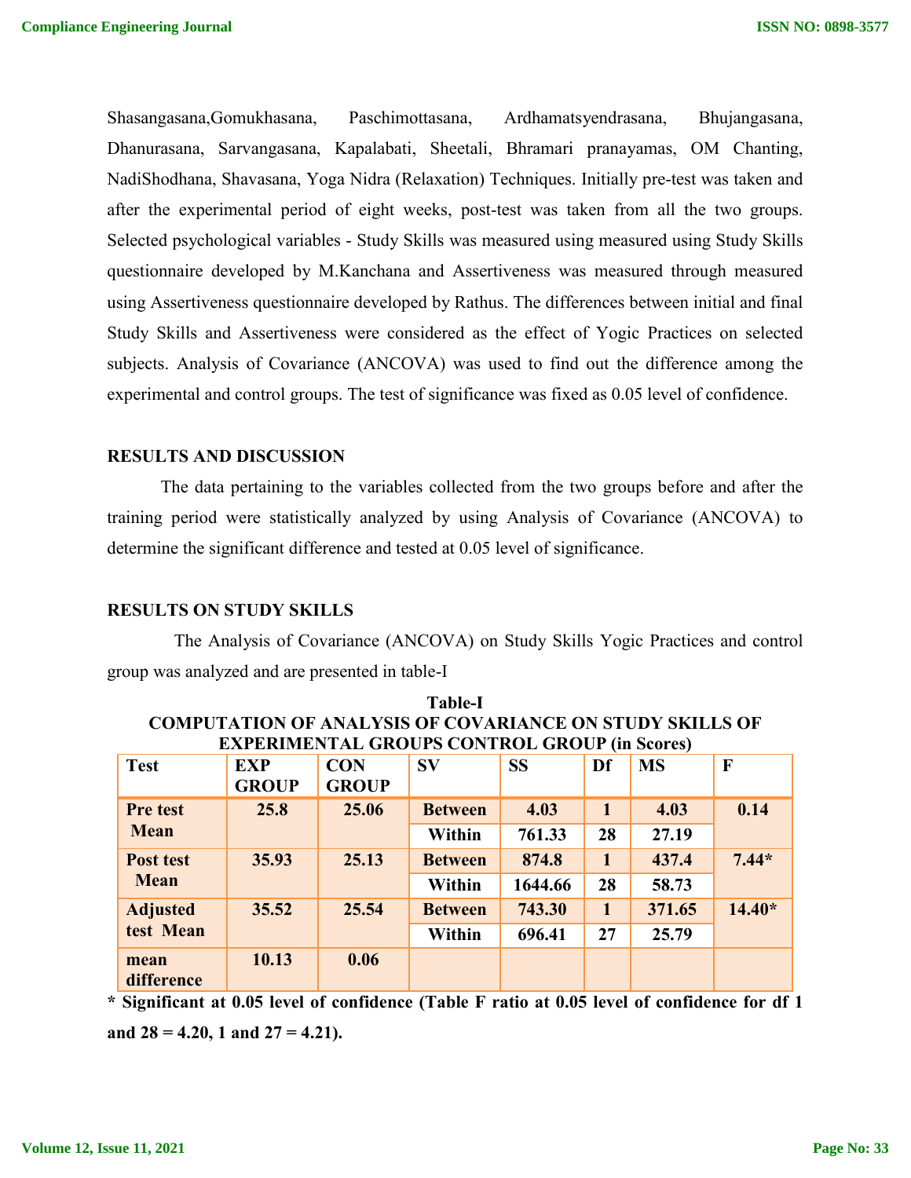Shasangasana,Gomukhasana, Paschimottasana, Ardhamatsyendrasana, Bhujangasana, Dhanurasana, Sarvangasana, Kapalabati, Sheetali, Bhramari pranayamas, OM Chanting, NadiShodhana, Shavasana, Yoga Nidra (Relaxation) Techniques. Initially pre-test was taken and after the experimental period of eight weeks, post-test was taken from all the two groups. Selected psychological variables - Study Skills was measured using measured using Study Skills questionnaire developed by M.Kanchana and Assertiveness was measured through measured using Assertiveness questionnaire developed by Rathus. The differences between initial and final Study Skills and Assertiveness were considered as the effect of Yogic Practices on selected subjects. Analysis of Covariance (ANCOVA) was used to find out the difference among the experimental and control groups. The test of significance was fixed as 0.05 level of confidence.

## RESULTS AND DISCUSSION

The data pertaining to the variables collected from the two groups before and after the training period were statistically analyzed by using Analysis of Covariance (ANCOVA) to determine the significant difference and tested at 0.05 level of significance.

## RESULTS ON STUDY SKILLS

The Analysis of Covariance (ANCOVA) on Study Skills Yogic Practices and control group was analyzed and are presented in table-I

**Table-I**
**COMPUTATION OF ANALYSIS OF COVARIANCE ON STUDY SKILLS OF EXPERIMENTAL GROUPS CONTROL GROUP (in Scores)**

| Test | EXP GROUP | CON GROUP | SV | SS | Df | MS | F |
|---|---|---|---|---|---|---|---|
| Pre test Mean | 25.8 | 25.06 | Between | 4.03 | 1 | 4.03 | 0.14 |
| | | | Within | 761.33 | 28 | 27.19 | |
| Post test Mean | 35.93 | 25.13 | Between | 874.8 | 1 | 437.4 | 7.44* |
| | | | Within | 1644.66 | 28 | 58.73 | |
| Adjusted test Mean | 35.52 | 25.54 | Between | 743.30 | 1 | 371.65 | 14.40* |
| | | | Within | 696.41 | 27 | 25.79 | |
| mean difference | 10.13 | 0.06 | | | | | |

**\* Significant at 0.05 level of confidence (Table F ratio at 0.05 level of confidence for df 1 and 28 = 4.20, 1 and 27 = 4.21).**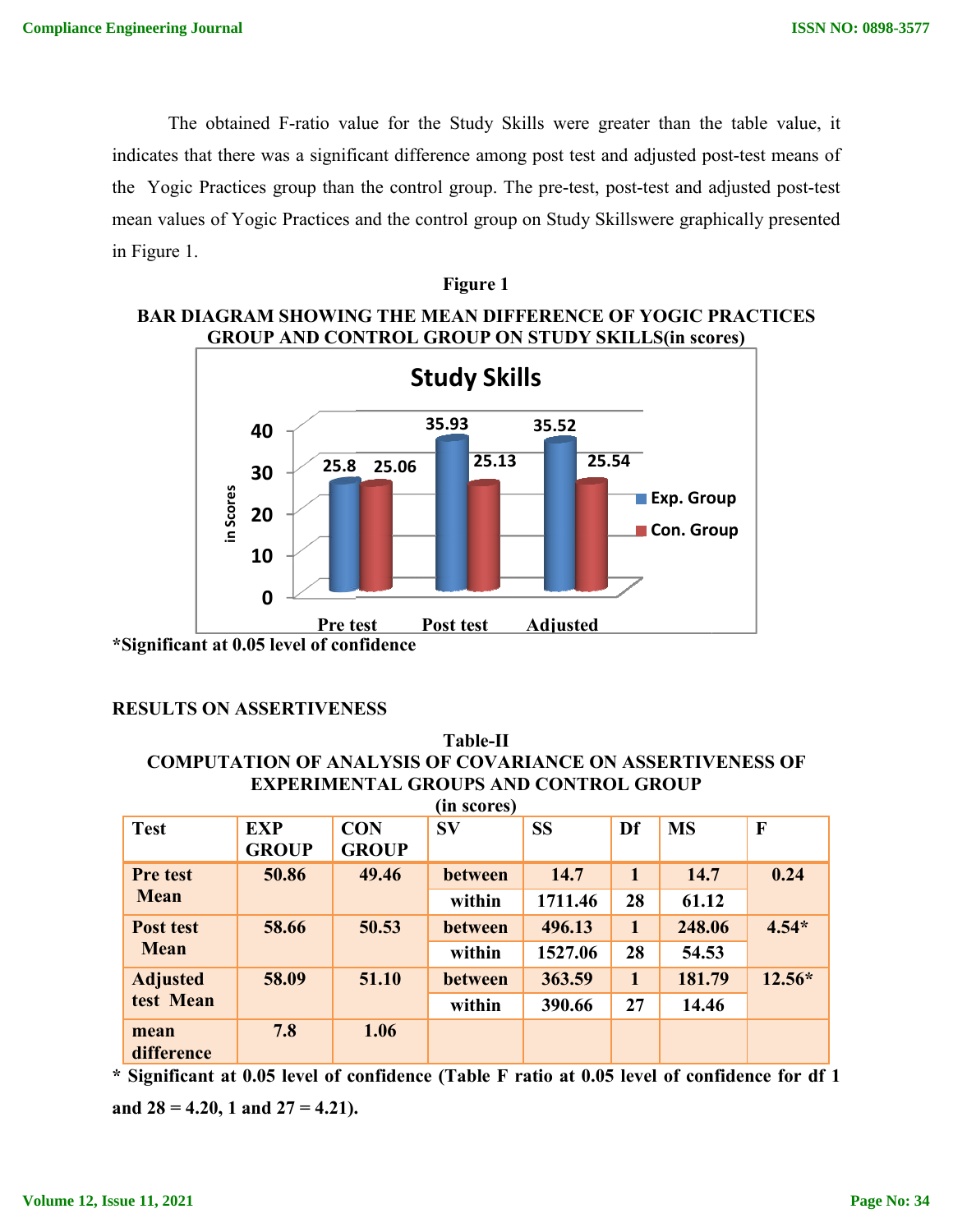The obtained F-ratio value for the Study Skills were greater than the table value, it indicates that there was a significant difference among post test and adjusted post-test means of the Yogic Practices group than the control group. The pre-test, post-test and adjusted post-test mean values of Yogic Practices and the control group on Study Skillswere graphically presented in Figure 1.

**Figure 1**

**BAR DIAGRAM SHOWING THE MEAN DIFFERENCE OF YOGIC PRACTICES GROUP AND CONTROL GROUP ON STUDY SKILLS(in scores)**

Study Skills

| | Pre test | Post test | Adjusted |
|---|---|---|---|
| Exp. Group | 25.8 | 35.93 | 35.52 |
| Con. Group | 25.06 | 25.13 | 25.54 |

**\*Significant at 0.05 level of confidence**

## RESULTS ON ASSERTIVENESS

**Table-II**

**COMPUTATION OF ANALYSIS OF COVARIANCE ON ASSERTIVENESS OF EXPERIMENTAL GROUPS AND CONTROL GROUP**

**(in scores)**

| Test | EXP GROUP | CON GROUP | SV | SS | Df | MS | F |
|---|---|---|---|---|---|---|---|
| Pre test Mean | 50.86 | 49.46 | between | 14.7 | 1 | 14.7 | 0.24 |
| | | | within | 1711.46 | 28 | 61.12 | |
| Post test Mean | 58.66 | 50.53 | between | 496.13 | 1 | 248.06 | 4.54* |
| | | | within | 1527.06 | 28 | 54.53 | |
| Adjusted test Mean | 58.09 | 51.10 | between | 363.59 | 1 | 181.79 | 12.56* |
| | | | within | 390.66 | 27 | 14.46 | |
| mean difference | 7.8 | 1.06 | | | | | |

**\* Significant at 0.05 level of confidence (Table F ratio at 0.05 level of confidence for df 1 and 28 = 4.20, 1 and 27 = 4.21).**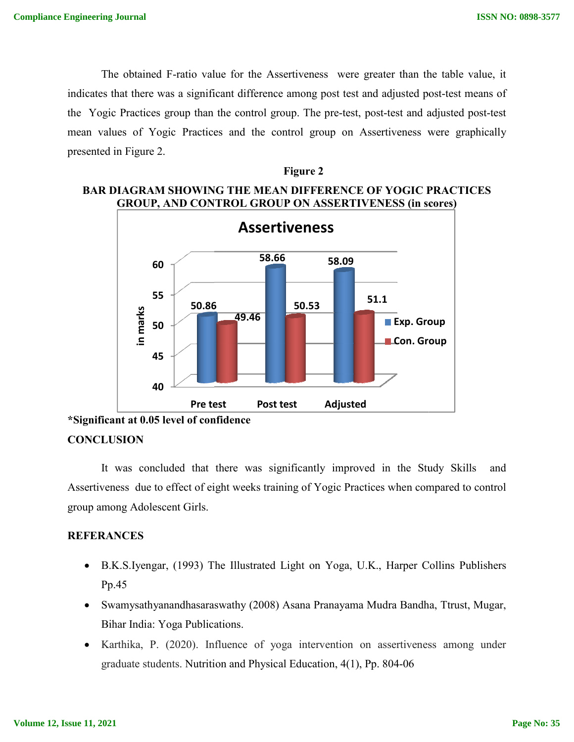The obtained F-ratio value for the Assertiveness were greater than the table value, it indicates that there was a significant difference among post test and adjusted post-test means of the Yogic Practices group than the control group. The pre-test, post-test and adjusted post-test mean values of Yogic Practices and the control group on Assertiveness were graphically presented in Figure 2.

**Figure 2**

**BAR DIAGRAM SHOWING THE MEAN DIFFERENCE OF YOGIC PRACTICES GROUP, AND CONTROL GROUP ON ASSERTIVENESS (in scores)**

**Assertiveness**

| | Pre test | Post test | Adjusted |
|---|---|---|---|
| Exp. Group | 50.86 | 58.66 | 58.09 |
| Con. Group | 49.46 | 50.53 | 51.1 |

**\*Significant at 0.05 level of confidence**

**CONCLUSION**

It was concluded that there was significantly improved in the Study Skills and Assertiveness due to effect of eight weeks training of Yogic Practices when compared to control group among Adolescent Girls.

**REFERANCES**

- B.K.S.Iyengar, (1993) The Illustrated Light on Yoga, U.K., Harper Collins Publishers Pp.45
- Swamysathyanandhasaraswathy (2008) Asana Pranayama Mudra Bandha, Ttrust, Mugar, Bihar India: Yoga Publications.
- Karthika, P. (2020). Influence of yoga intervention on assertiveness among under graduate students. Nutrition and Physical Education, 4(1), Pp. 804-06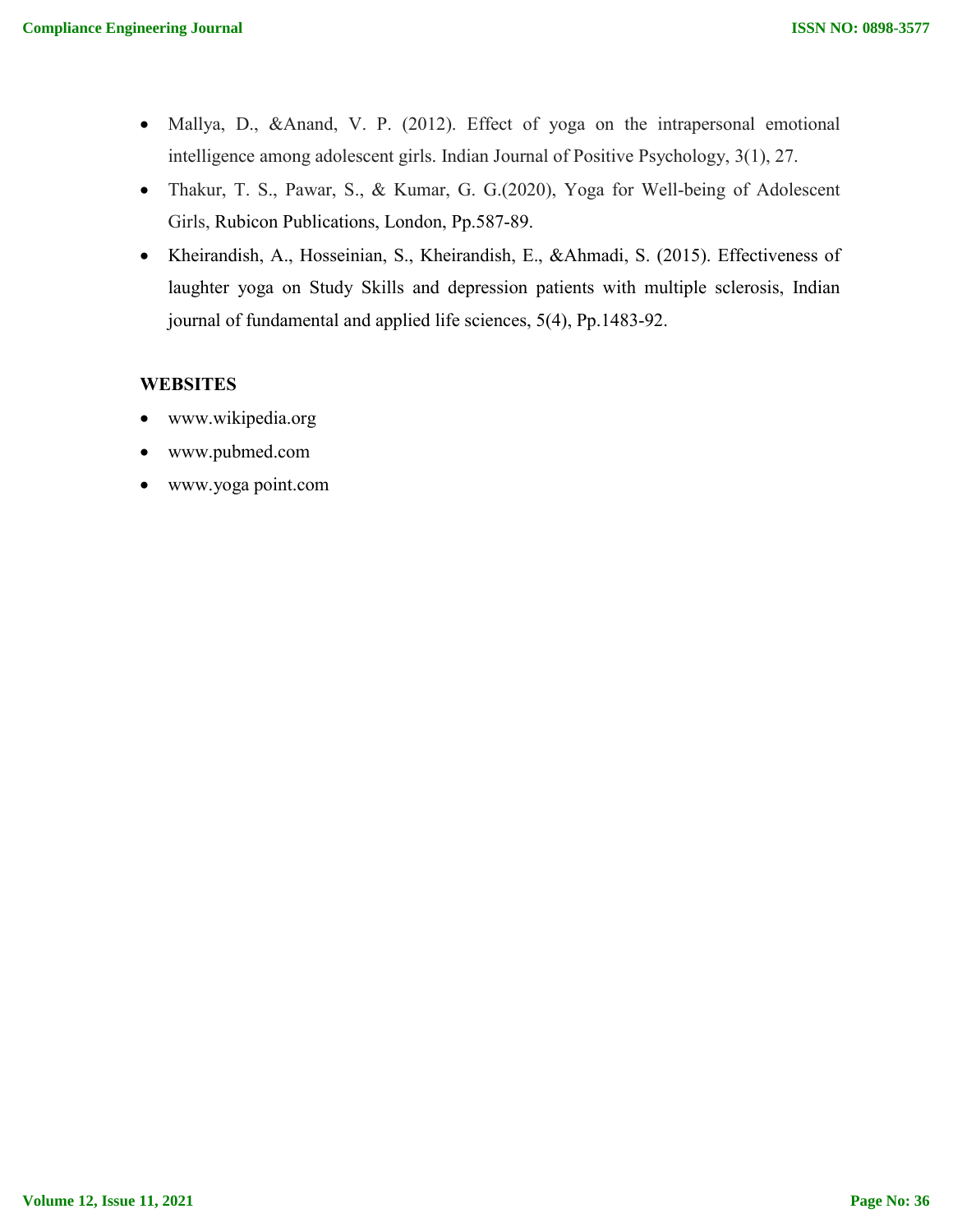- Mallya, D., &Anand, V. P. (2012). Effect of yoga on the intrapersonal emotional intelligence among adolescent girls. Indian Journal of Positive Psychology, 3(1), 27.
- Thakur, T. S., Pawar, S., & Kumar, G. G.(2020), Yoga for Well-being of Adolescent Girls, Rubicon Publications, London, Pp.587-89.
- Kheirandish, A., Hosseinian, S., Kheirandish, E., &Ahmadi, S. (2015). Effectiveness of laughter yoga on Study Skills and depression patients with multiple sclerosis, Indian journal of fundamental and applied life sciences, 5(4), Pp.1483-92.

**WEBSITES**

- www.wikipedia.org
- www.pubmed.com
- www.yoga point.com